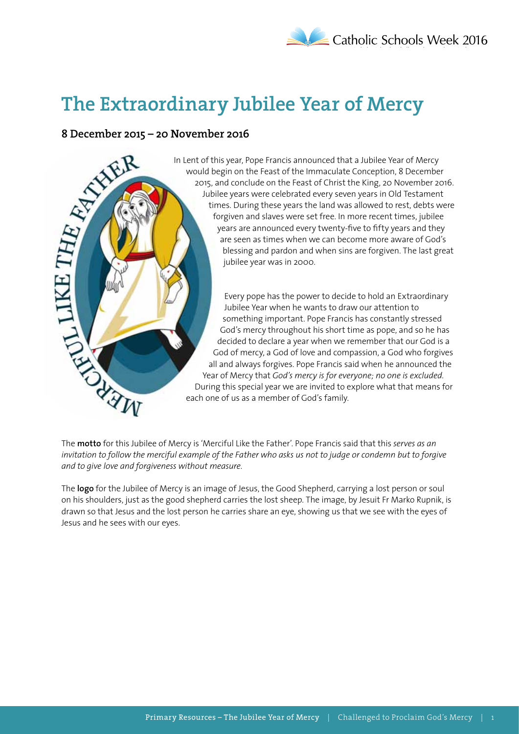# The Extraordinary Jubilee Year of Mercy

### 8 December 2015 – 20 November 2016

In Lent of this year, Pope Francis announced that a Jubilee Year of Mercy would begin on the Feast of the Immaculate Conception, 8 December 2015, and conclude on the Feast of Christ the King, 20 November 2016. Jubilee years were celebrated every seven years in Old Testament times. During these years the land was allowed to rest, debts were forgiven and slaves were set free. In more recent times, jubilee years are announced every twenty-five to fifty years and they are seen as times when we can become more aware of God's blessing and pardon and when sins are forgiven. The last great jubilee year was in 2000.

Every pope has the power to decide to hold an Extraordinary Jubilee Year when he wants to draw our attention to something important. Pope Francis has constantly stressed God's mercy throughout his short time as pope, and so he has decided to declare a year when we remember that our God is a God of mercy, a God of love and compassion, a God who forgives all and always forgives. Pope Francis said when he announced the Year of Mercy that *God's mercy is for everyone; no one is excluded.* During this special year we are invited to explore what that means for each one of us as a member of God's family.

The **motto** for this Jubilee of Mercy is 'Merciful Like the Father'. Pope Francis said that this *serves as an invitation to follow the merciful example of the Father who asks us not to judge or condemn but to forgive and to give love and forgiveness without measure.*

The **logo** for the Jubilee of Mercy is an image of Jesus, the Good Shepherd, carrying a lost person or soul on his shoulders, just as the good shepherd carries the lost sheep. The image, by Jesuit Fr Marko Rupnik, is drawn so that Jesus and the lost person he carries share an eye, showing us that we see with the eyes of Jesus and he sees with our eyes.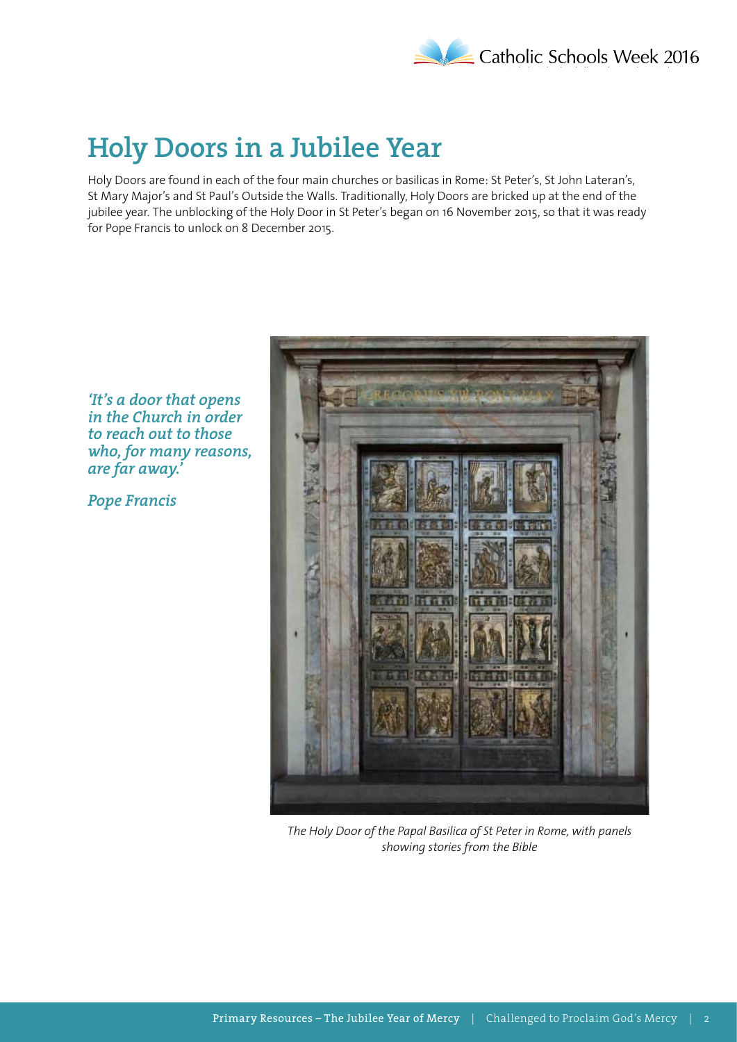# Holy Doors in a Jubilee Year

Holy Doors are found in each of the four main churches or basilicas in Rome: St Peter's, St John Lateran's, St Mary Major's and St Paul's Outside the Walls. Traditionally, Holy Doors are bricked up at the end of the jubilee year. The unblocking of the Holy Door in St Peter's began on 16 November 2015, so that it was ready for Pope Francis to unlock on 8 December 2015.

***'It's a door that opens in the Church in order to reach out to those who, for many reasons, are far away.'***

***Pope Francis***

*The Holy Door of the Papal Basilica of St Peter in Rome, with panels showing stories from the Bible*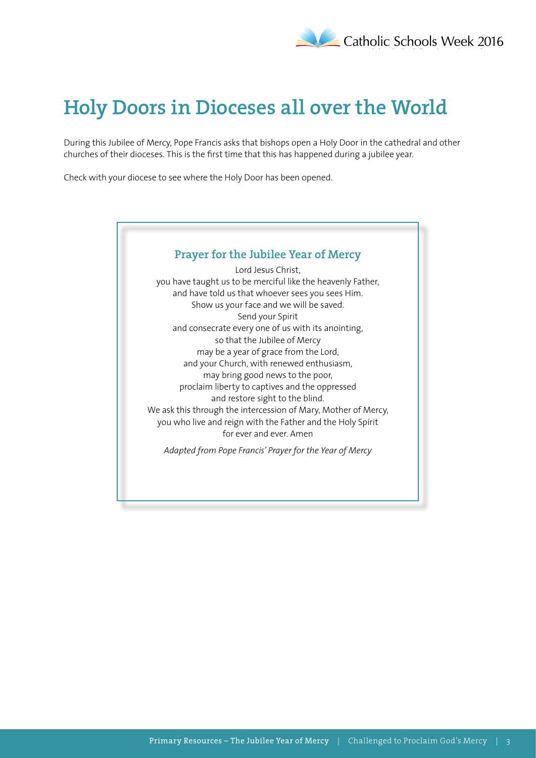# Holy Doors in Dioceses all over the World

During this Jubilee of Mercy, Pope Francis asks that bishops open a Holy Door in the cathedral and other churches of their dioceses. This is the first time that this has happened during a jubilee year.

Check with your diocese to see where the Holy Door has been opened.

## Prayer for the Jubilee Year of Mercy

Lord Jesus Christ,
you have taught us to be merciful like the heavenly Father,
and have told us that whoever sees you sees Him.
Show us your face and we will be saved.
Send your Spirit
and consecrate every one of us with its anointing,
so that the Jubilee of Mercy
may be a year of grace from the Lord,
and your Church, with renewed enthusiasm,
may bring good news to the poor,
proclaim liberty to captives and the oppressed
and restore sight to the blind.
We ask this through the intercession of Mary, Mother of Mercy,
you who live and reign with the Father and the Holy Spirit
for ever and ever. Amen

*Adapted from Pope Francis' Prayer for the Year of Mercy*